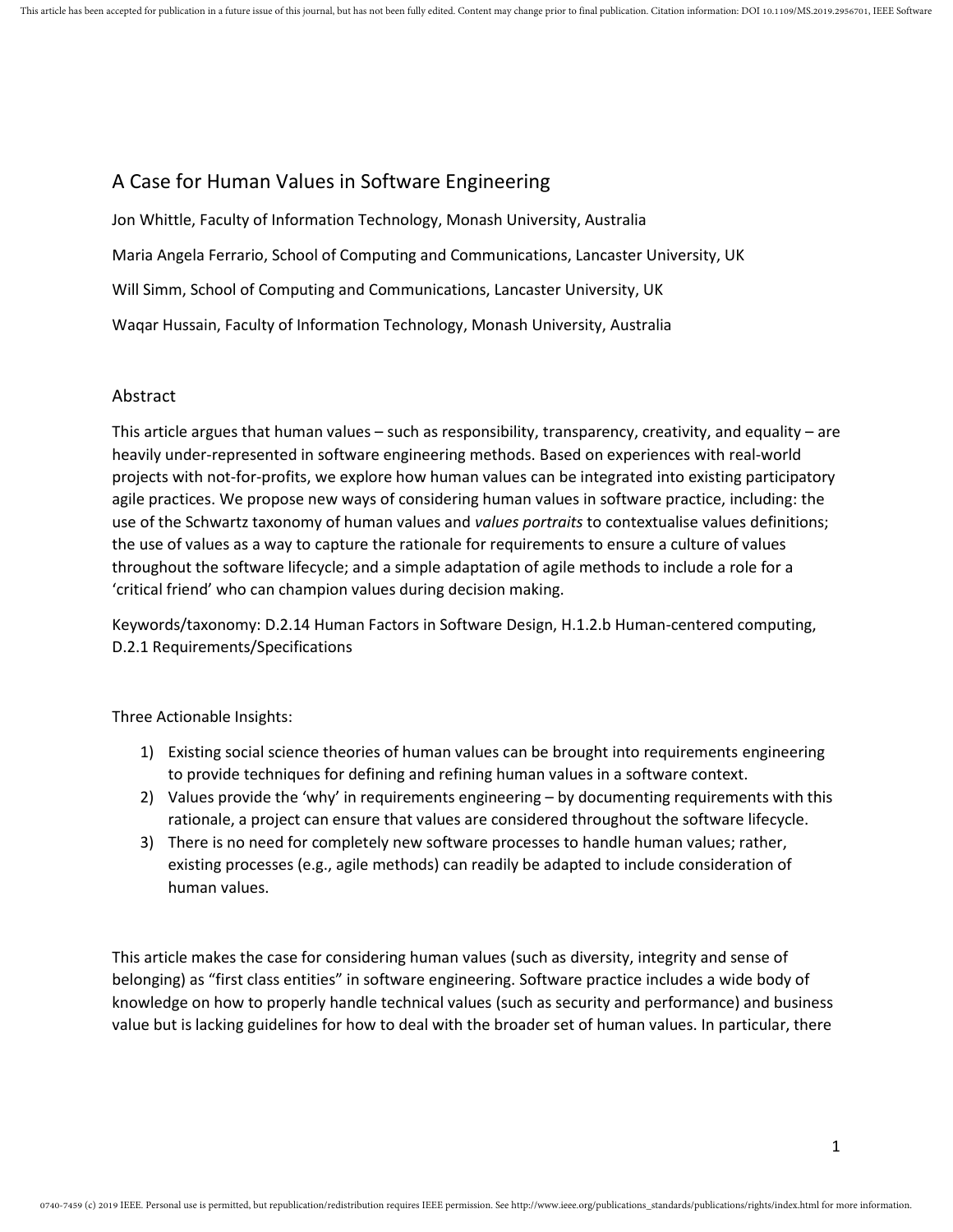# A Case for Human Values in Software Engineering

Jon Whittle, Faculty of Information Technology, Monash University, Australia

Maria Angela Ferrario, School of Computing and Communications, Lancaster University, UK

Will Simm, School of Computing and Communications, Lancaster University, UK

Waqar Hussain, Faculty of Information Technology, Monash University, Australia

## Abstract

This article argues that human values – such as responsibility, transparency, creativity, and equality – are heavily under-represented in software engineering methods. Based on experiences with real-world projects with not-for-profits, we explore how human values can be integrated into existing participatory agile practices. We propose new ways of considering human values in software practice, including: the use of the Schwartz taxonomy of human values and *values portraits* to contextualise values definitions; the use of values as a way to capture the rationale for requirements to ensure a culture of values throughout the software lifecycle; and a simple adaptation of agile methods to include a role for a 'critical friend' who can champion values during decision making.

Keywords/taxonomy: D.2.14 Human Factors in Software Design, H.1.2.b Human-centered computing, D.2.1 Requirements/Specifications

Three Actionable Insights:

1) Existing social science theories of human values can be brought into requirements engineering to provide techniques for defining and refining human values in a software context.
2) Values provide the 'why' in requirements engineering – by documenting requirements with this rationale, a project can ensure that values are considered throughout the software lifecycle.
3) There is no need for completely new software processes to handle human values; rather, existing processes (e.g., agile methods) can readily be adapted to include consideration of human values.

This article makes the case for considering human values (such as diversity, integrity and sense of belonging) as "first class entities" in software engineering. Software practice includes a wide body of knowledge on how to properly handle technical values (such as security and performance) and business value but is lacking guidelines for how to deal with the broader set of human values. In particular, there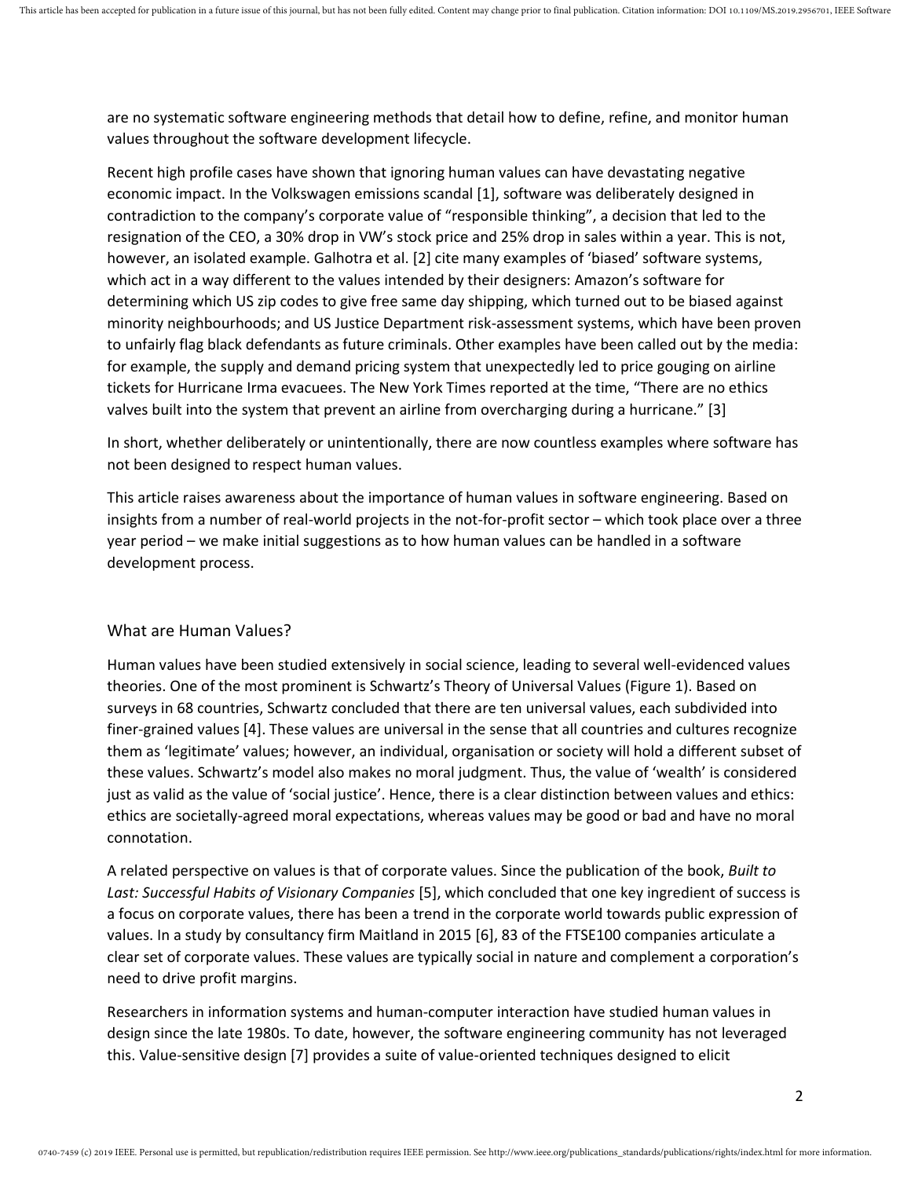are no systematic software engineering methods that detail how to define, refine, and monitor human values throughout the software development lifecycle.

Recent high profile cases have shown that ignoring human values can have devastating negative economic impact. In the Volkswagen emissions scandal [1], software was deliberately designed in contradiction to the company's corporate value of "responsible thinking", a decision that led to the resignation of the CEO, a 30% drop in VW's stock price and 25% drop in sales within a year. This is not, however, an isolated example. Galhotra et al. [2] cite many examples of 'biased' software systems, which act in a way different to the values intended by their designers: Amazon's software for determining which US zip codes to give free same day shipping, which turned out to be biased against minority neighbourhoods; and US Justice Department risk-assessment systems, which have been proven to unfairly flag black defendants as future criminals. Other examples have been called out by the media: for example, the supply and demand pricing system that unexpectedly led to price gouging on airline tickets for Hurricane Irma evacuees. The New York Times reported at the time, "There are no ethics valves built into the system that prevent an airline from overcharging during a hurricane." [3]

In short, whether deliberately or unintentionally, there are now countless examples where software has not been designed to respect human values.

This article raises awareness about the importance of human values in software engineering. Based on insights from a number of real-world projects in the not-for-profit sector – which took place over a three year period – we make initial suggestions as to how human values can be handled in a software development process.

## What are Human Values?

Human values have been studied extensively in social science, leading to several well-evidenced values theories. One of the most prominent is Schwartz's Theory of Universal Values (Figure 1). Based on surveys in 68 countries, Schwartz concluded that there are ten universal values, each subdivided into finer-grained values [4]. These values are universal in the sense that all countries and cultures recognize them as 'legitimate' values; however, an individual, organisation or society will hold a different subset of these values. Schwartz's model also makes no moral judgment. Thus, the value of 'wealth' is considered just as valid as the value of 'social justice'. Hence, there is a clear distinction between values and ethics: ethics are societally-agreed moral expectations, whereas values may be good or bad and have no moral connotation.

A related perspective on values is that of corporate values. Since the publication of the book, *Built to Last: Successful Habits of Visionary Companies* [5], which concluded that one key ingredient of success is a focus on corporate values, there has been a trend in the corporate world towards public expression of values. In a study by consultancy firm Maitland in 2015 [6], 83 of the FTSE100 companies articulate a clear set of corporate values. These values are typically social in nature and complement a corporation's need to drive profit margins.

Researchers in information systems and human-computer interaction have studied human values in design since the late 1980s. To date, however, the software engineering community has not leveraged this. Value-sensitive design [7] provides a suite of value-oriented techniques designed to elicit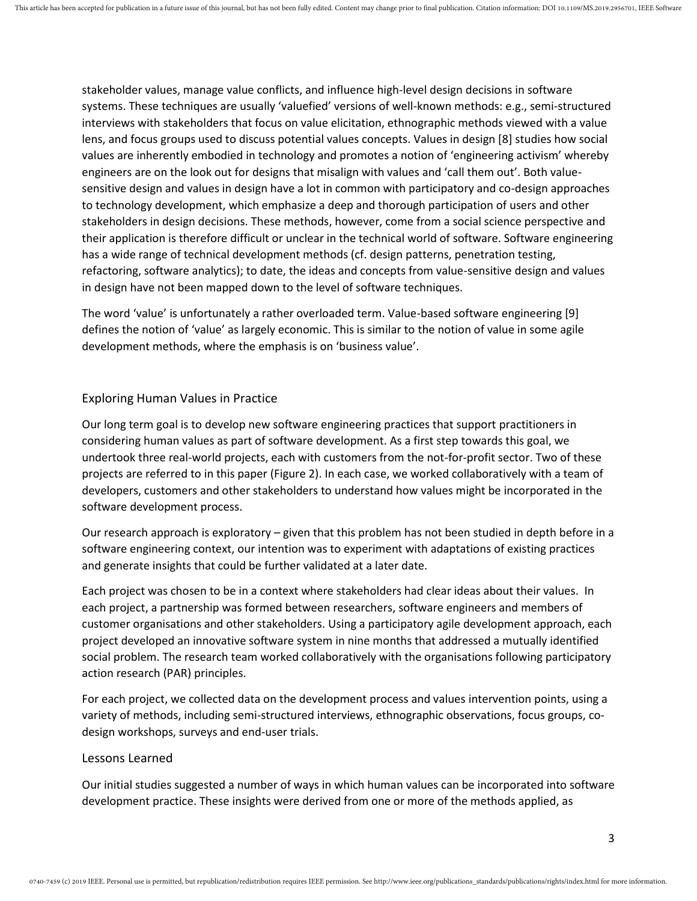stakeholder values, manage value conflicts, and influence high-level design decisions in software systems. These techniques are usually 'valuefied' versions of well-known methods: e.g., semi-structured interviews with stakeholders that focus on value elicitation, ethnographic methods viewed with a value lens, and focus groups used to discuss potential values concepts. Values in design [8] studies how social values are inherently embodied in technology and promotes a notion of 'engineering activism' whereby engineers are on the look out for designs that misalign with values and 'call them out'. Both value-sensitive design and values in design have a lot in common with participatory and co-design approaches to technology development, which emphasize a deep and thorough participation of users and other stakeholders in design decisions. These methods, however, come from a social science perspective and their application is therefore difficult or unclear in the technical world of software. Software engineering has a wide range of technical development methods (cf. design patterns, penetration testing, refactoring, software analytics); to date, the ideas and concepts from value-sensitive design and values in design have not been mapped down to the level of software techniques.

The word 'value' is unfortunately a rather overloaded term. Value-based software engineering [9] defines the notion of 'value' as largely economic. This is similar to the notion of value in some agile development methods, where the emphasis is on 'business value'.

## Exploring Human Values in Practice

Our long term goal is to develop new software engineering practices that support practitioners in considering human values as part of software development. As a first step towards this goal, we undertook three real-world projects, each with customers from the not-for-profit sector. Two of these projects are referred to in this paper (Figure 2). In each case, we worked collaboratively with a team of developers, customers and other stakeholders to understand how values might be incorporated in the software development process.

Our research approach is exploratory – given that this problem has not been studied in depth before in a software engineering context, our intention was to experiment with adaptations of existing practices and generate insights that could be further validated at a later date.

Each project was chosen to be in a context where stakeholders had clear ideas about their values. In each project, a partnership was formed between researchers, software engineers and members of customer organisations and other stakeholders. Using a participatory agile development approach, each project developed an innovative software system in nine months that addressed a mutually identified social problem. The research team worked collaboratively with the organisations following participatory action research (PAR) principles.

For each project, we collected data on the development process and values intervention points, using a variety of methods, including semi-structured interviews, ethnographic observations, focus groups, co-design workshops, surveys and end-user trials.

## Lessons Learned

Our initial studies suggested a number of ways in which human values can be incorporated into software development practice. These insights were derived from one or more of the methods applied, as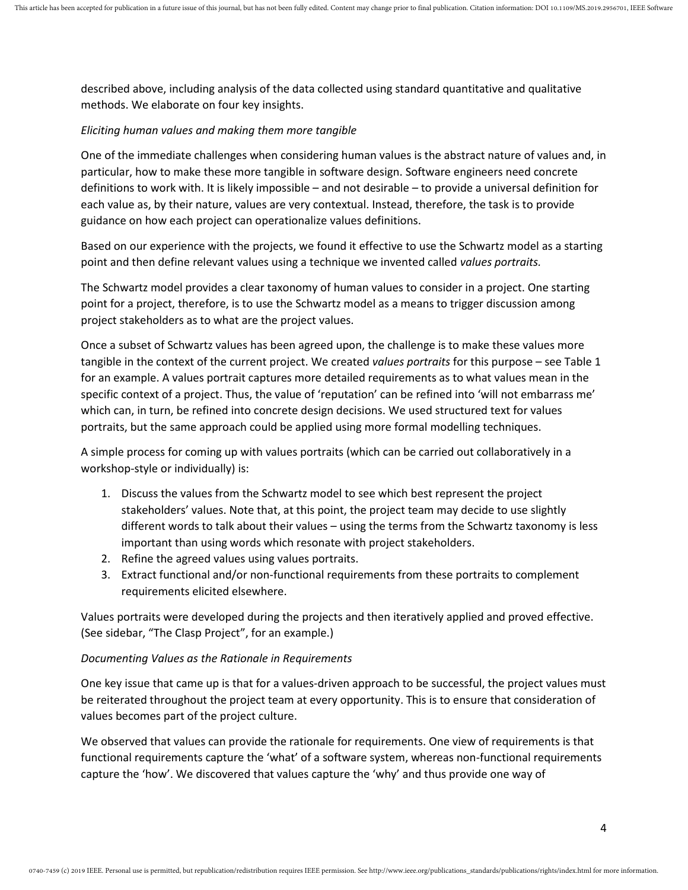described above, including analysis of the data collected using standard quantitative and qualitative methods. We elaborate on four key insights.

*Eliciting human values and making them more tangible*

One of the immediate challenges when considering human values is the abstract nature of values and, in particular, how to make these more tangible in software design. Software engineers need concrete definitions to work with. It is likely impossible – and not desirable – to provide a universal definition for each value as, by their nature, values are very contextual. Instead, therefore, the task is to provide guidance on how each project can operationalize values definitions.

Based on our experience with the projects, we found it effective to use the Schwartz model as a starting point and then define relevant values using a technique we invented called *values portraits.*

The Schwartz model provides a clear taxonomy of human values to consider in a project. One starting point for a project, therefore, is to use the Schwartz model as a means to trigger discussion among project stakeholders as to what are the project values.

Once a subset of Schwartz values has been agreed upon, the challenge is to make these values more tangible in the context of the current project. We created *values portraits* for this purpose – see Table 1 for an example. A values portrait captures more detailed requirements as to what values mean in the specific context of a project. Thus, the value of 'reputation' can be refined into 'will not embarrass me' which can, in turn, be refined into concrete design decisions. We used structured text for values portraits, but the same approach could be applied using more formal modelling techniques.

A simple process for coming up with values portraits (which can be carried out collaboratively in a workshop-style or individually) is:

1. Discuss the values from the Schwartz model to see which best represent the project stakeholders' values. Note that, at this point, the project team may decide to use slightly different words to talk about their values – using the terms from the Schwartz taxonomy is less important than using words which resonate with project stakeholders.
2. Refine the agreed values using values portraits.
3. Extract functional and/or non-functional requirements from these portraits to complement requirements elicited elsewhere.

Values portraits were developed during the projects and then iteratively applied and proved effective. (See sidebar, "The Clasp Project", for an example.)

*Documenting Values as the Rationale in Requirements*

One key issue that came up is that for a values-driven approach to be successful, the project values must be reiterated throughout the project team at every opportunity. This is to ensure that consideration of values becomes part of the project culture.

We observed that values can provide the rationale for requirements. One view of requirements is that functional requirements capture the 'what' of a software system, whereas non-functional requirements capture the 'how'. We discovered that values capture the 'why' and thus provide one way of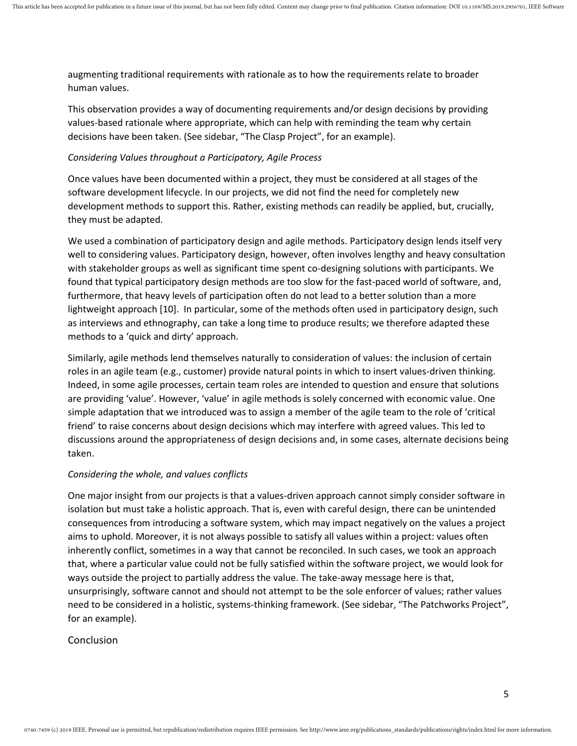augmenting traditional requirements with rationale as to how the requirements relate to broader human values.

This observation provides a way of documenting requirements and/or design decisions by providing values-based rationale where appropriate, which can help with reminding the team why certain decisions have been taken. (See sidebar, "The Clasp Project", for an example).

*Considering Values throughout a Participatory, Agile Process*

Once values have been documented within a project, they must be considered at all stages of the software development lifecycle. In our projects, we did not find the need for completely new development methods to support this. Rather, existing methods can readily be applied, but, crucially, they must be adapted.

We used a combination of participatory design and agile methods. Participatory design lends itself very well to considering values. Participatory design, however, often involves lengthy and heavy consultation with stakeholder groups as well as significant time spent co-designing solutions with participants. We found that typical participatory design methods are too slow for the fast-paced world of software, and, furthermore, that heavy levels of participation often do not lead to a better solution than a more lightweight approach [10]. In particular, some of the methods often used in participatory design, such as interviews and ethnography, can take a long time to produce results; we therefore adapted these methods to a 'quick and dirty' approach.

Similarly, agile methods lend themselves naturally to consideration of values: the inclusion of certain roles in an agile team (e.g., customer) provide natural points in which to insert values-driven thinking. Indeed, in some agile processes, certain team roles are intended to question and ensure that solutions are providing 'value'. However, 'value' in agile methods is solely concerned with economic value. One simple adaptation that we introduced was to assign a member of the agile team to the role of 'critical friend' to raise concerns about design decisions which may interfere with agreed values. This led to discussions around the appropriateness of design decisions and, in some cases, alternate decisions being taken.

*Considering the whole, and values conflicts*

One major insight from our projects is that a values-driven approach cannot simply consider software in isolation but must take a holistic approach. That is, even with careful design, there can be unintended consequences from introducing a software system, which may impact negatively on the values a project aims to uphold. Moreover, it is not always possible to satisfy all values within a project: values often inherently conflict, sometimes in a way that cannot be reconciled. In such cases, we took an approach that, where a particular value could not be fully satisfied within the software project, we would look for ways outside the project to partially address the value. The take-away message here is that, unsurprisingly, software cannot and should not attempt to be the sole enforcer of values; rather values need to be considered in a holistic, systems-thinking framework. (See sidebar, "The Patchworks Project", for an example).

## Conclusion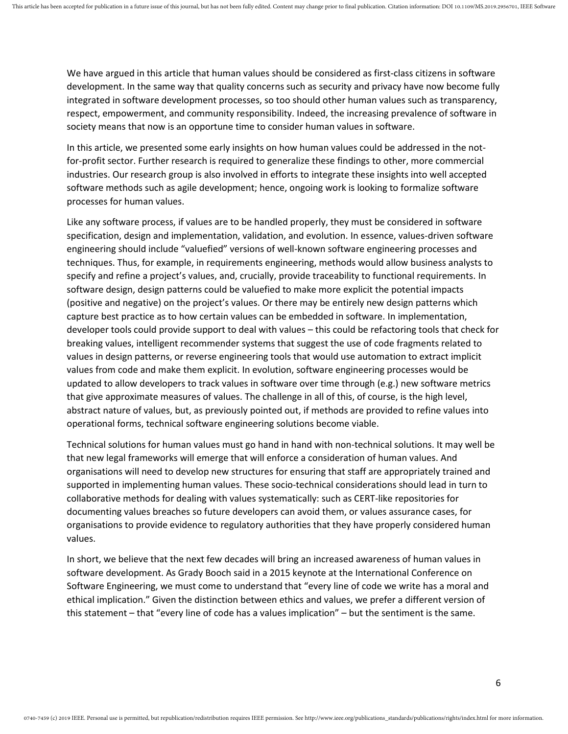We have argued in this article that human values should be considered as first-class citizens in software development. In the same way that quality concerns such as security and privacy have now become fully integrated in software development processes, so too should other human values such as transparency, respect, empowerment, and community responsibility. Indeed, the increasing prevalence of software in society means that now is an opportune time to consider human values in software.

In this article, we presented some early insights on how human values could be addressed in the not-for-profit sector. Further research is required to generalize these findings to other, more commercial industries. Our research group is also involved in efforts to integrate these insights into well accepted software methods such as agile development; hence, ongoing work is looking to formalize software processes for human values.

Like any software process, if values are to be handled properly, they must be considered in software specification, design and implementation, validation, and evolution. In essence, values-driven software engineering should include "valuefied" versions of well-known software engineering processes and techniques. Thus, for example, in requirements engineering, methods would allow business analysts to specify and refine a project's values, and, crucially, provide traceability to functional requirements. In software design, design patterns could be valuefied to make more explicit the potential impacts (positive and negative) on the project's values. Or there may be entirely new design patterns which capture best practice as to how certain values can be embedded in software. In implementation, developer tools could provide support to deal with values – this could be refactoring tools that check for breaking values, intelligent recommender systems that suggest the use of code fragments related to values in design patterns, or reverse engineering tools that would use automation to extract implicit values from code and make them explicit. In evolution, software engineering processes would be updated to allow developers to track values in software over time through (e.g.) new software metrics that give approximate measures of values. The challenge in all of this, of course, is the high level, abstract nature of values, but, as previously pointed out, if methods are provided to refine values into operational forms, technical software engineering solutions become viable.

Technical solutions for human values must go hand in hand with non-technical solutions. It may well be that new legal frameworks will emerge that will enforce a consideration of human values. And organisations will need to develop new structures for ensuring that staff are appropriately trained and supported in implementing human values. These socio-technical considerations should lead in turn to collaborative methods for dealing with values systematically: such as CERT-like repositories for documenting values breaches so future developers can avoid them, or values assurance cases, for organisations to provide evidence to regulatory authorities that they have properly considered human values.

In short, we believe that the next few decades will bring an increased awareness of human values in software development. As Grady Booch said in a 2015 keynote at the International Conference on Software Engineering, we must come to understand that "every line of code we write has a moral and ethical implication." Given the distinction between ethics and values, we prefer a different version of this statement – that "every line of code has a values implication" – but the sentiment is the same.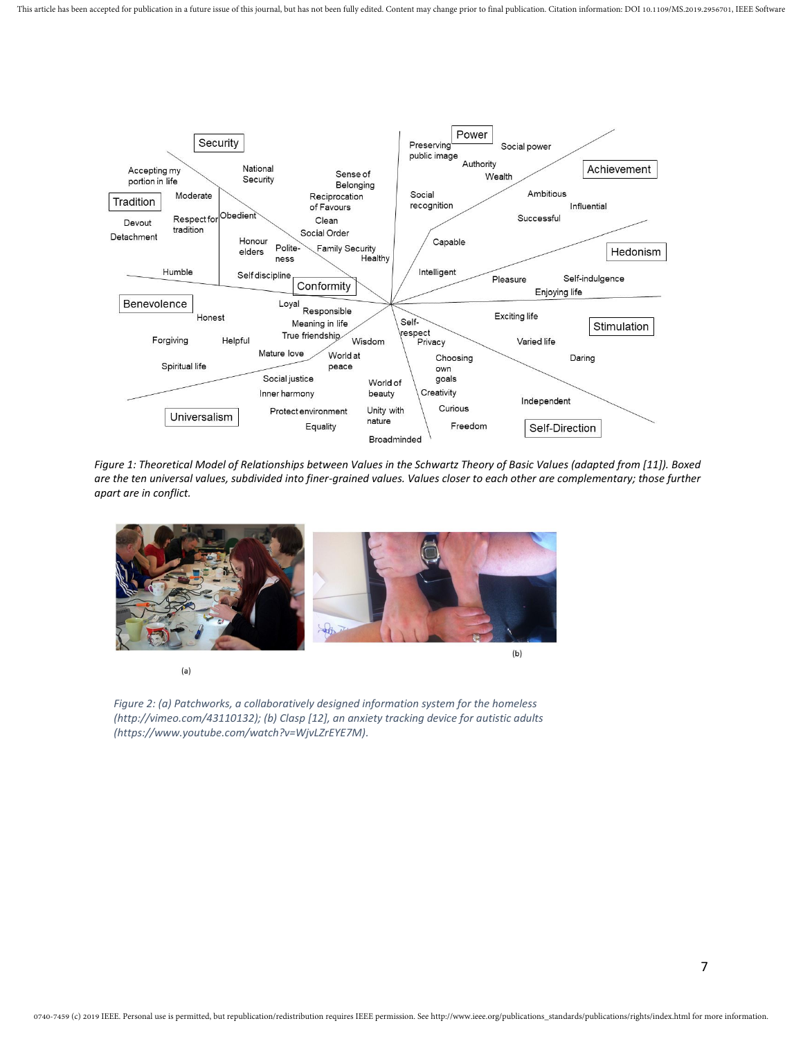Figure 1: Theoretical Model of Relationships between Values in the Schwartz Theory of Basic Values (adapted from [11]). Boxed are the ten universal values, subdivided into finer-grained values. Values closer to each other are complementary; those further apart are in conflict.

Figure 2: (a) Patchworks, a collaboratively designed information system for the homeless (http://vimeo.com/43110132); (b) Clasp [12], an anxiety tracking device for autistic adults (https://www.youtube.com/watch?v=WjvLZrEYE7M).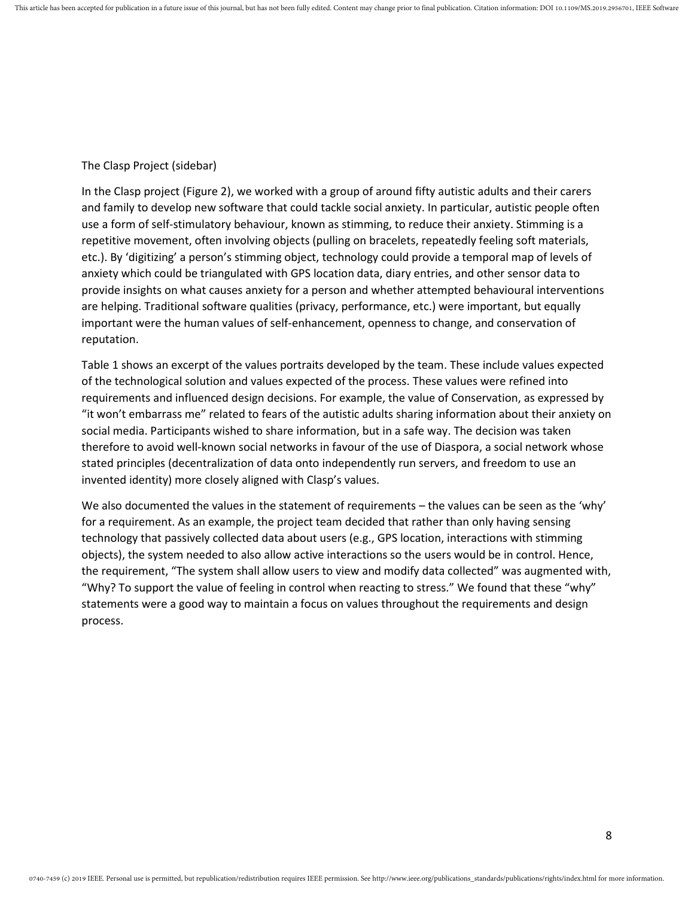The Clasp Project (sidebar)

In the Clasp project (Figure 2), we worked with a group of around fifty autistic adults and their carers and family to develop new software that could tackle social anxiety. In particular, autistic people often use a form of self-stimulatory behaviour, known as stimming, to reduce their anxiety. Stimming is a repetitive movement, often involving objects (pulling on bracelets, repeatedly feeling soft materials, etc.). By 'digitizing' a person's stimming object, technology could provide a temporal map of levels of anxiety which could be triangulated with GPS location data, diary entries, and other sensor data to provide insights on what causes anxiety for a person and whether attempted behavioural interventions are helping. Traditional software qualities (privacy, performance, etc.) were important, but equally important were the human values of self-enhancement, openness to change, and conservation of reputation.

Table 1 shows an excerpt of the values portraits developed by the team. These include values expected of the technological solution and values expected of the process. These values were refined into requirements and influenced design decisions. For example, the value of Conservation, as expressed by "it won't embarrass me" related to fears of the autistic adults sharing information about their anxiety on social media. Participants wished to share information, but in a safe way. The decision was taken therefore to avoid well-known social networks in favour of the use of Diaspora, a social network whose stated principles (decentralization of data onto independently run servers, and freedom to use an invented identity) more closely aligned with Clasp's values.

We also documented the values in the statement of requirements – the values can be seen as the 'why' for a requirement. As an example, the project team decided that rather than only having sensing technology that passively collected data about users (e.g., GPS location, interactions with stimming objects), the system needed to also allow active interactions so the users would be in control. Hence, the requirement, "The system shall allow users to view and modify data collected" was augmented with, "Why? To support the value of feeling in control when reacting to stress." We found that these "why" statements were a good way to maintain a focus on values throughout the requirements and design process.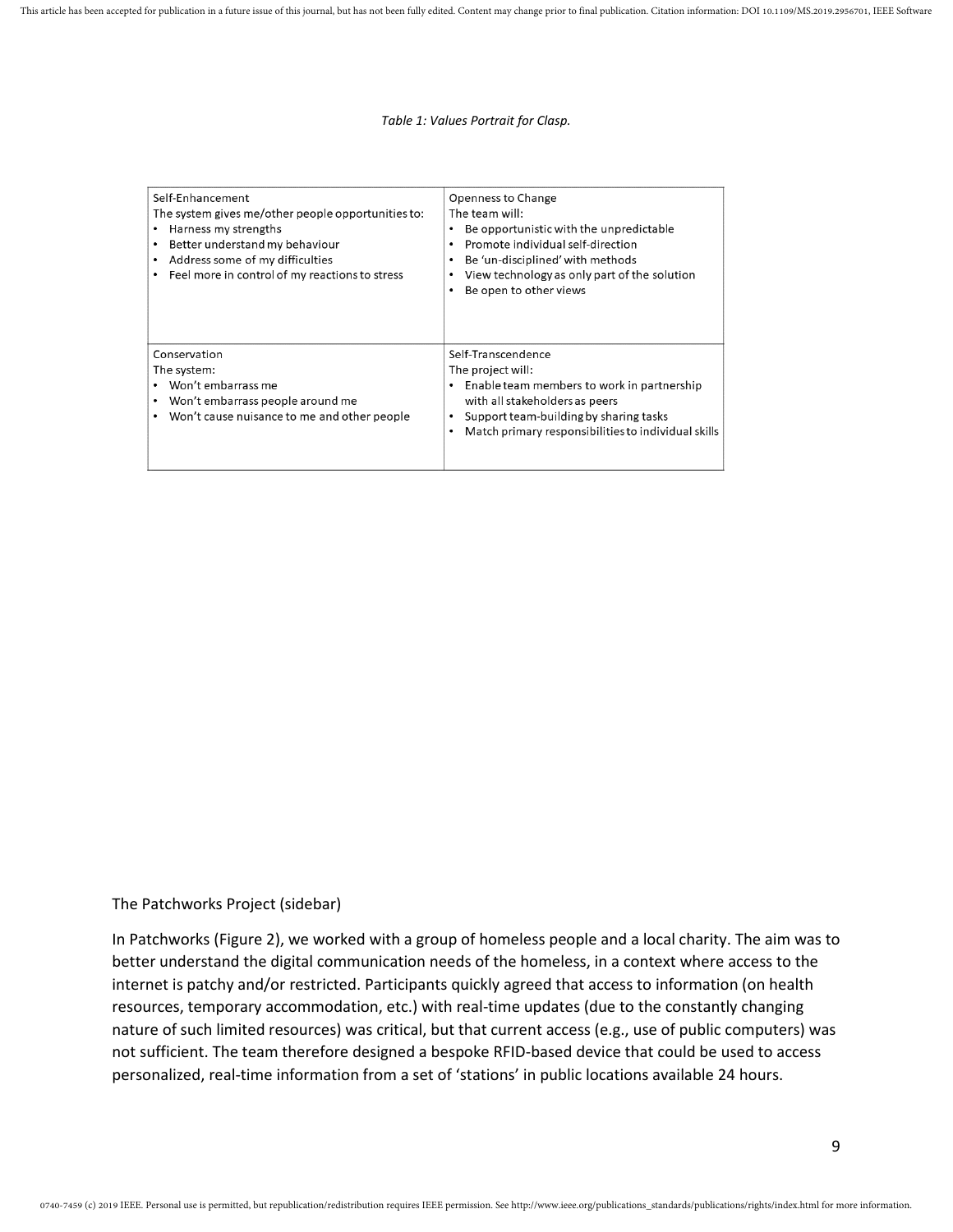*Table 1: Values Portrait for Clasp.*

| Self-Enhancement<br>The system gives me/other people opportunities to:<br>• Harness my strengths<br>• Better understand my behaviour<br>• Address some of my difficulties<br>• Feel more in control of my reactions to stress | Openness to Change<br>The team will:<br>• Be opportunistic with the unpredictable<br>• Promote individual self-direction<br>• Be 'un-disciplined' with methods<br>• View technology as only part of the solution<br>• Be open to other views |
|---|---|
| Conservation<br>The system:<br>• Won't embarrass me<br>• Won't embarrass people around me<br>• Won't cause nuisance to me and other people | Self-Transcendence<br>The project will:<br>• Enable team members to work in partnership with all stakeholders as peers<br>• Support team-building by sharing tasks<br>• Match primary responsibilities to individual skills |

The Patchworks Project (sidebar)

In Patchworks (Figure 2), we worked with a group of homeless people and a local charity. The aim was to better understand the digital communication needs of the homeless, in a context where access to the internet is patchy and/or restricted. Participants quickly agreed that access to information (on health resources, temporary accommodation, etc.) with real-time updates (due to the constantly changing nature of such limited resources) was critical, but that current access (e.g., use of public computers) was not sufficient. The team therefore designed a bespoke RFID-based device that could be used to access personalized, real-time information from a set of 'stations' in public locations available 24 hours.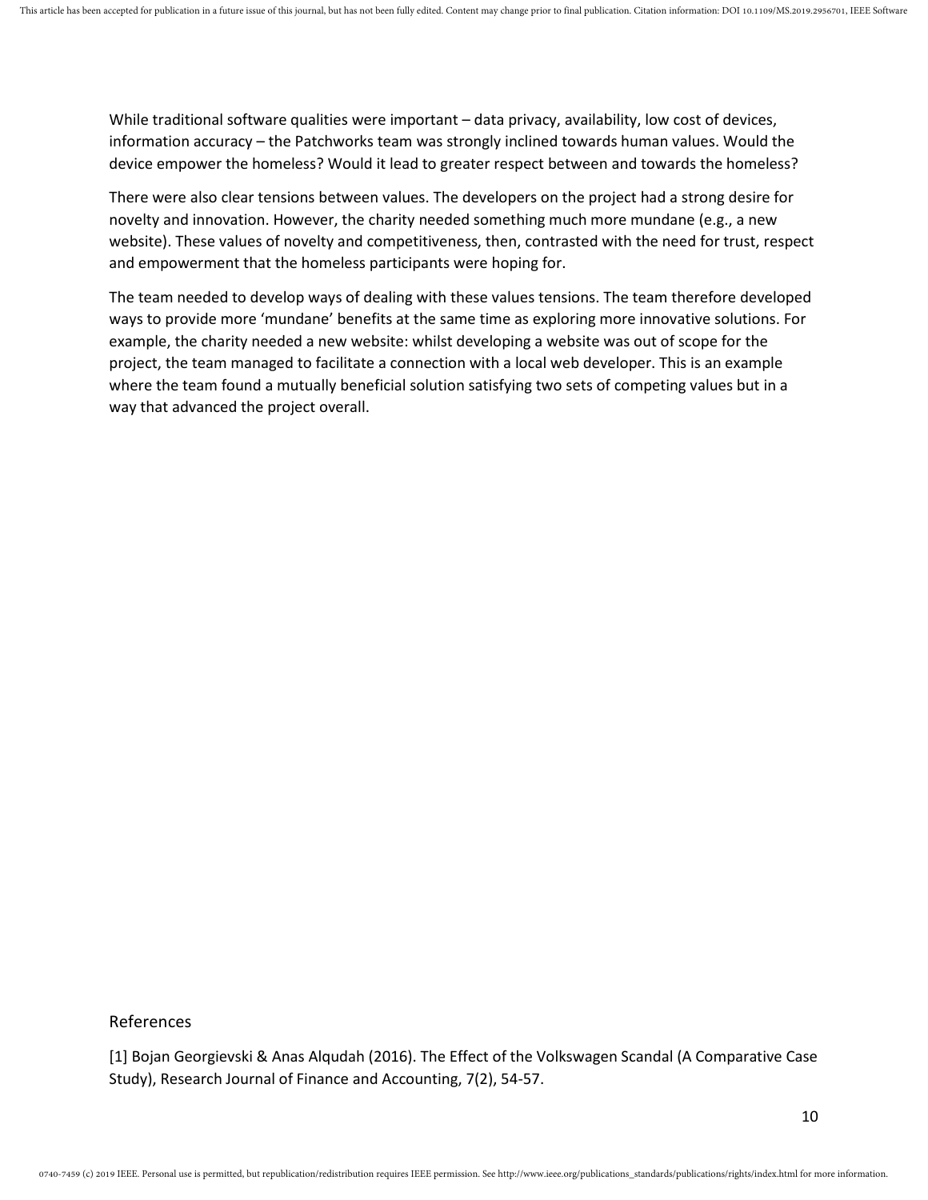While traditional software qualities were important – data privacy, availability, low cost of devices, information accuracy – the Patchworks team was strongly inclined towards human values. Would the device empower the homeless? Would it lead to greater respect between and towards the homeless?

There were also clear tensions between values. The developers on the project had a strong desire for novelty and innovation. However, the charity needed something much more mundane (e.g., a new website). These values of novelty and competitiveness, then, contrasted with the need for trust, respect and empowerment that the homeless participants were hoping for.

The team needed to develop ways of dealing with these values tensions. The team therefore developed ways to provide more 'mundane' benefits at the same time as exploring more innovative solutions. For example, the charity needed a new website: whilst developing a website was out of scope for the project, the team managed to facilitate a connection with a local web developer. This is an example where the team found a mutually beneficial solution satisfying two sets of competing values but in a way that advanced the project overall.

## References

[1] Bojan Georgievski & Anas Alqudah (2016). The Effect of the Volkswagen Scandal (A Comparative Case Study), Research Journal of Finance and Accounting, 7(2), 54-57.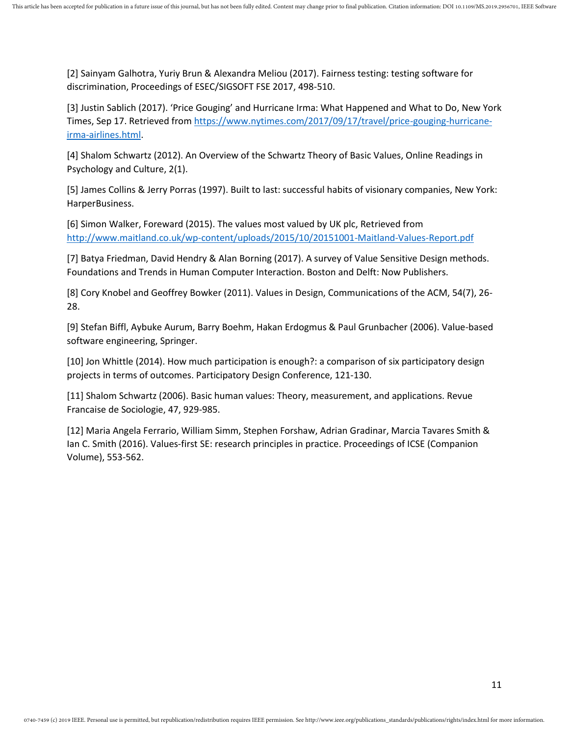[2] Sainyam Galhotra, Yuriy Brun & Alexandra Meliou (2017). Fairness testing: testing software for discrimination, Proceedings of ESEC/SIGSOFT FSE 2017, 498-510.

[3] Justin Sablich (2017). 'Price Gouging' and Hurricane Irma: What Happened and What to Do, New York Times, Sep 17. Retrieved from https://www.nytimes.com/2017/09/17/travel/price-gouging-hurricane-irma-airlines.html.

[4] Shalom Schwartz (2012). An Overview of the Schwartz Theory of Basic Values, Online Readings in Psychology and Culture, 2(1).

[5] James Collins & Jerry Porras (1997). Built to last: successful habits of visionary companies, New York: HarperBusiness.

[6] Simon Walker, Foreward (2015). The values most valued by UK plc, Retrieved from http://www.maitland.co.uk/wp-content/uploads/2015/10/20151001-Maitland-Values-Report.pdf

[7] Batya Friedman, David Hendry & Alan Borning (2017). A survey of Value Sensitive Design methods. Foundations and Trends in Human Computer Interaction. Boston and Delft: Now Publishers.

[8] Cory Knobel and Geoffrey Bowker (2011). Values in Design, Communications of the ACM, 54(7), 26-28.

[9] Stefan Biffl, Aybuke Aurum, Barry Boehm, Hakan Erdogmus & Paul Grunbacher (2006). Value-based software engineering, Springer.

[10] Jon Whittle (2014). How much participation is enough?: a comparison of six participatory design projects in terms of outcomes. Participatory Design Conference, 121-130.

[11] Shalom Schwartz (2006). Basic human values: Theory, measurement, and applications. Revue Francaise de Sociologie, 47, 929-985.

[12] Maria Angela Ferrario, William Simm, Stephen Forshaw, Adrian Gradinar, Marcia Tavares Smith & Ian C. Smith (2016). Values-first SE: research principles in practice. Proceedings of ICSE (Companion Volume), 553-562.